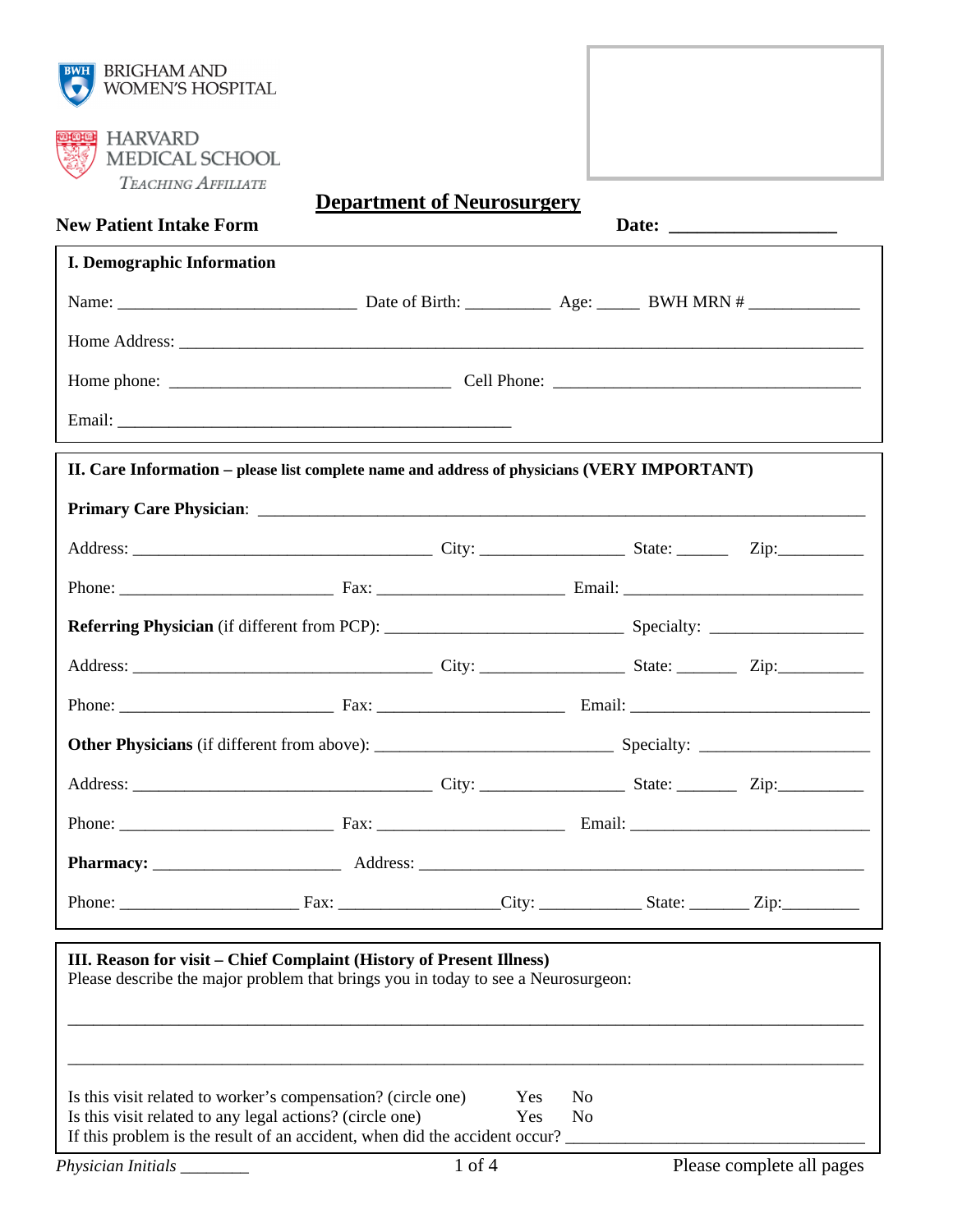BRIGHAM AND WOMEN'S HOSPITAL

HARVARD MEDICAL SCHOOL
*TEACHING AFFILIATE*

# Department of Neurosurgery

**New Patient Intake Form** **Date: ________________**

## I. Demographic Information

Name: ___________________________ Date of Birth: __________ Age: _____ BWH MRN # ____________

Home Address: ______________________________________________________________________________

Home phone: ________________________________ Cell Phone: ___________________________________

Email: ____________________________________________

## II. Care Information – please list complete name and address of physicians (VERY IMPORTANT)

**Primary Care Physician**: ______________________________________________________________________

Address: __________________________________ City: ________________ State: ______ Zip:__________

Phone: ________________________ Fax: _____________________ Email: ___________________________

**Referring Physician** (if different from PCP): ___________________________ Specialty: _________________

Address: __________________________________ City: ________________ State: _______ Zip:__________

Phone: ________________________ Fax: _____________________ Email: ___________________________

**Other Physicians** (if different from above): ___________________________ Specialty: ___________________

Address: __________________________________ City: ________________ State: _______ Zip:__________

Phone: ________________________ Fax: _____________________ Email: ___________________________

**Pharmacy:** _____________________ Address: ____________________________________________________

Phone: ____________________ Fax: __________________City: ___________ State: _______ Zip:_________

## III. Reason for visit – Chief Complaint (History of Present Illness)

Please describe the major problem that brings you in today to see a Neurosurgeon:

_____________________________________________________________________________________________

_____________________________________________________________________________________________

Is this visit related to worker's compensation? (circle one) Yes No

Is this visit related to any legal actions? (circle one) Yes No

If this problem is the result of an accident, when did the accident occur? ________________________________

*Physician Initials* ________ Please complete all pages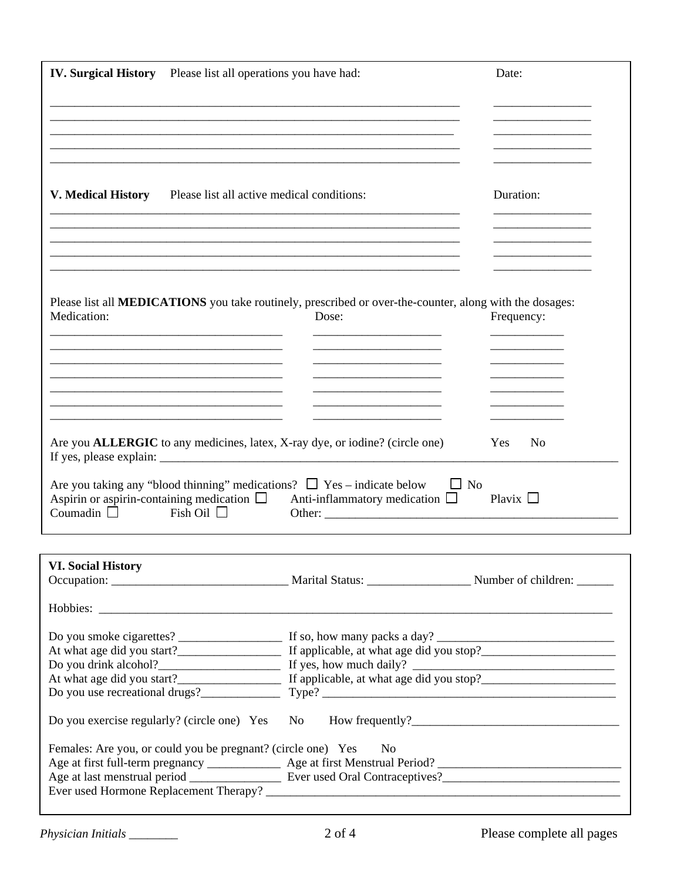## IV. Surgical History

Please list all operations you have had:

| Operation | Date |
| --- | --- |
| ______________________________ | ____________ |
| ______________________________ | ____________ |
| ______________________________ | ____________ |
| ______________________________ | ____________ |
| ______________________________ | ____________ |

## V. Medical History

Please list all active medical conditions:

| Condition | Duration |
| --- | --- |
| ______________________________ | ____________ |
| ______________________________ | ____________ |
| ______________________________ | ____________ |
| ______________________________ | ____________ |
| ______________________________ | ____________ |

Please list all **MEDICATIONS** you take routinely, prescribed or over-the-counter, along with the dosages:

| Medication: | Dose: | Frequency: |
| --- | --- | --- |
| ____________________ | ____________ | ________ |
| ____________________ | ____________ | ________ |
| ____________________ | ____________ | ________ |
| ____________________ | ____________ | ________ |
| ____________________ | ____________ | ________ |
| ____________________ | ____________ | ________ |
| ____________________ | ____________ | ________ |

Are you **ALLERGIC** to any medicines, latex, X-ray dye, or iodine? (circle one) Yes No

If yes, please explain: ______________________________

Are you taking any "blood thinning" medications? ☐ Yes – indicate below ☐ No

Aspirin or aspirin-containing medication ☐ Anti-inflammatory medication ☐ Plavix ☐

Coumadin ☐ Fish Oil ☐ Other: ______________________________

## VI. Social History

Occupation: ____________________ Marital Status: ____________ Number of children: ______

Hobbies: ______________________________

Do you smoke cigarettes? ____________ If so, how many packs a day? ____________

At what age did you start?____________ If applicable, at what age did you stop?____________

Do you drink alcohol?____________ If yes, how much daily? ____________

At what age did you start?____________ If applicable, at what age did you stop?____________

Do you use recreational drugs?____________ Type? ____________

Do you exercise regularly? (circle one) Yes No How frequently?____________

Females: Are you, or could you be pregnant? (circle one) Yes No

Age at first full-term pregnancy ____________ Age at first Menstrual Period? ____________

Age at last menstrual period ____________ Ever used Oral Contraceptives?____________

Ever used Hormone Replacement Therapy? ____________

*Physician Initials* ________ Please complete all pages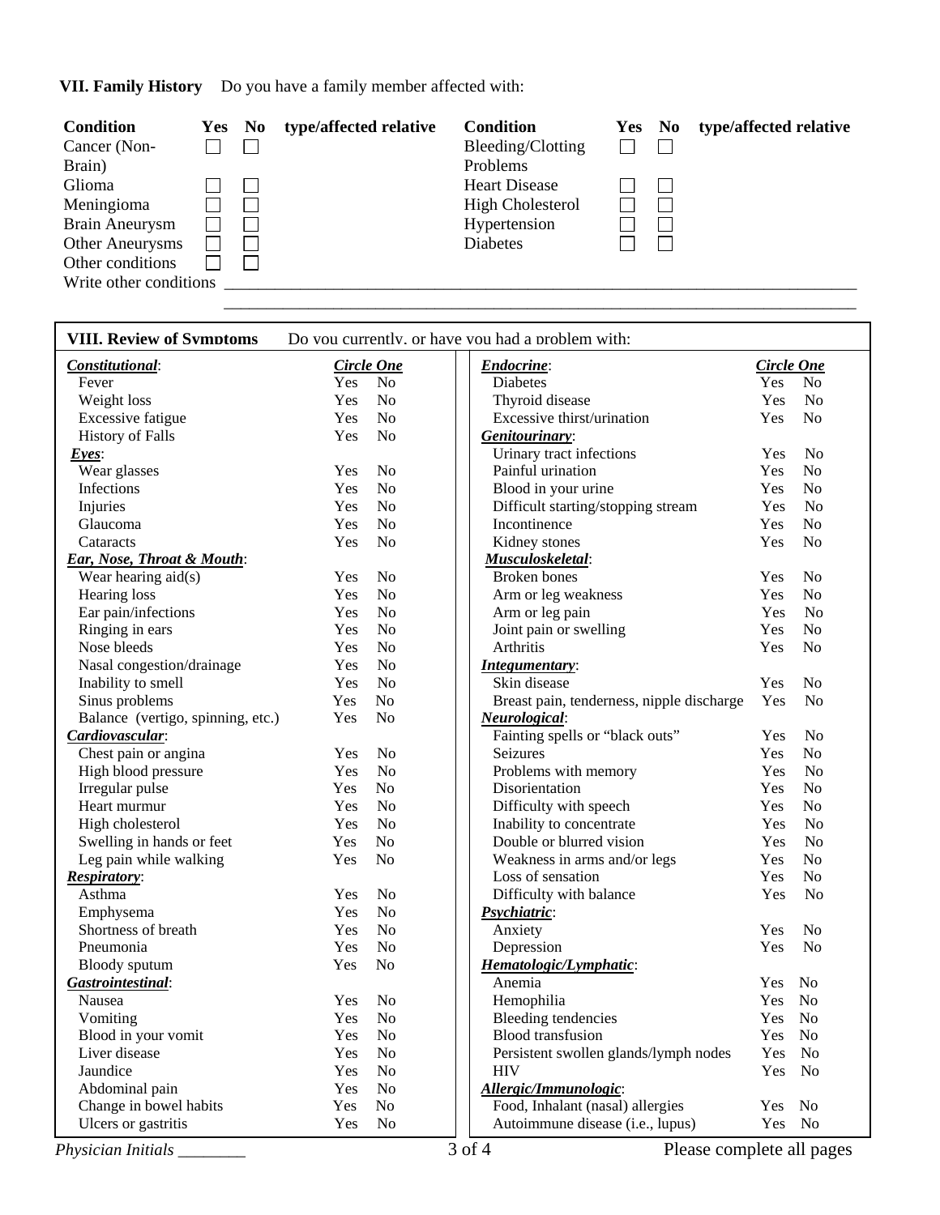**VII. Family History** Do you have a family member affected with:

| Condition | Yes | No | type/affected relative | Condition | Yes | No | type/affected relative |
|---|---|---|---|---|---|---|---|
| Cancer (Non-Brain) | ☐ | ☐ | | Bleeding/Clotting Problems | ☐ | ☐ | |
| Glioma | ☐ | ☐ | | Heart Disease | ☐ | ☐ | |
| Meningioma | ☐ | ☐ | | High Cholesterol | ☐ | ☐ | |
| Brain Aneurysm | ☐ | ☐ | | Hypertension | ☐ | ☐ | |
| Other Aneurysms | ☐ | ☐ | | Diabetes | ☐ | ☐ | |
| Other conditions | ☐ | ☐ | | | | | |

Write other conditions ____________________________________________________________________________

____________________________________________________________________________

**VIII. Review of Symptoms** Do you currently, or have you had a problem with:

| | *Circle One* | | *Circle One* |
|---|---|---|---|
| ***Constitutional***: | | ***Endocrine***: | |
| Fever | Yes No | Diabetes | Yes No |
| Weight loss | Yes No | Thyroid disease | Yes No |
| Excessive fatigue | Yes No | Excessive thirst/urination | Yes No |
| History of Falls | Yes No | ***Genitourinary***: | |
| ***Eyes***: | | Urinary tract infections | Yes No |
| Wear glasses | Yes No | Painful urination | Yes No |
| Infections | Yes No | Blood in your urine | Yes No |
| Injuries | Yes No | Difficult starting/stopping stream | Yes No |
| Glaucoma | Yes No | Incontinence | Yes No |
| Cataracts | Yes No | Kidney stones | Yes No |
| ***Ear, Nose, Throat & Mouth***: | | ***Musculoskeletal***: | |
| Wear hearing aid(s) | Yes No | Broken bones | Yes No |
| Hearing loss | Yes No | Arm or leg weakness | Yes No |
| Ear pain/infections | Yes No | Arm or leg pain | Yes No |
| Ringing in ears | Yes No | Joint pain or swelling | Yes No |
| Nose bleeds | Yes No | Arthritis | Yes No |
| Nasal congestion/drainage | Yes No | ***Integumentary***: | |
| Inability to smell | Yes No | Skin disease | Yes No |
| Sinus problems | Yes No | Breast pain, tenderness, nipple discharge | Yes No |
| Balance (vertigo, spinning, etc.) | Yes No | ***Neurological***: | |
| ***Cardiovascular***: | | Fainting spells or "black outs" | Yes No |
| Chest pain or angina | Yes No | Seizures | Yes No |
| High blood pressure | Yes No | Problems with memory | Yes No |
| Irregular pulse | Yes No | Disorientation | Yes No |
| Heart murmur | Yes No | Difficulty with speech | Yes No |
| High cholesterol | Yes No | Inability to concentrate | Yes No |
| Swelling in hands or feet | Yes No | Double or blurred vision | Yes No |
| Leg pain while walking | Yes No | Weakness in arms and/or legs | Yes No |
| ***Respiratory***: | | Loss of sensation | Yes No |
| Asthma | Yes No | Difficulty with balance | Yes No |
| Emphysema | Yes No | ***Psychiatric***: | |
| Shortness of breath | Yes No | Anxiety | Yes No |
| Pneumonia | Yes No | Depression | Yes No |
| Bloody sputum | Yes No | ***Hematologic/Lymphatic***: | |
| ***Gastrointestinal***: | | Anemia | Yes No |
| Nausea | Yes No | Hemophilia | Yes No |
| Vomiting | Yes No | Bleeding tendencies | Yes No |
| Blood in your vomit | Yes No | Blood transfusion | Yes No |
| Liver disease | Yes No | Persistent swollen glands/lymph nodes | Yes No |
| Jaundice | Yes No | HIV | Yes No |
| Abdominal pain | Yes No | ***Allergic/Immunologic***: | |
| Change in bowel habits | Yes No | Food, Inhalant (nasal) allergies | Yes No |
| Ulcers or gastritis | Yes No | Autoimmune disease (i.e., lupus) | Yes No |

*Physician Initials* ________

Please complete all pages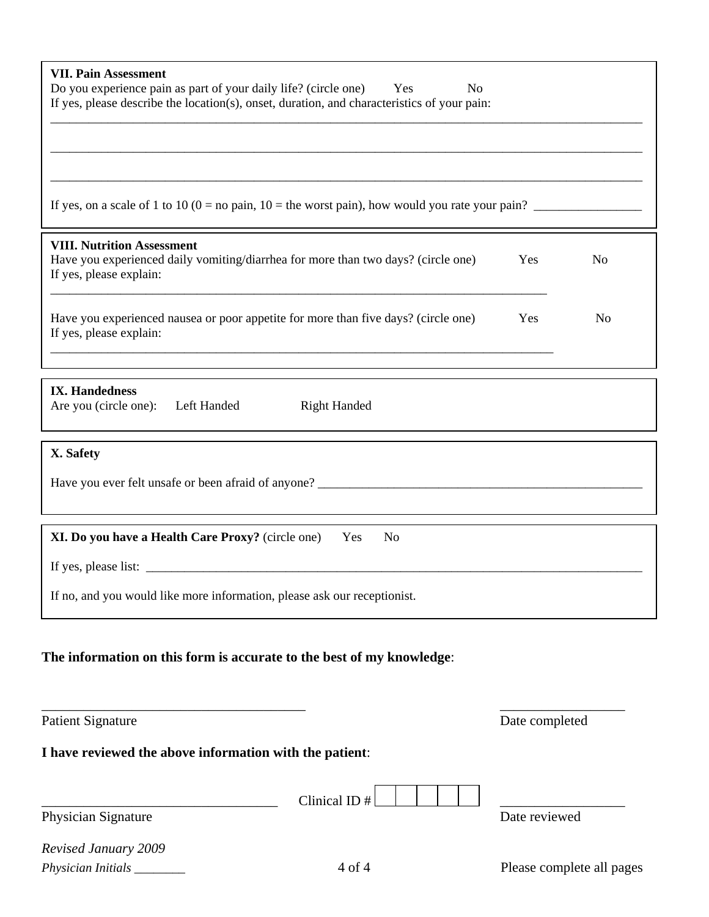**VII. Pain Assessment**

Do you experience pain as part of your daily life? (circle one) Yes No

If yes, please describe the location(s), onset, duration, and characteristics of your pain:

_______________________________________________________________________________

_______________________________________________________________________________

_______________________________________________________________________________

If yes, on a scale of 1 to 10 (0 = no pain, 10 = the worst pain), how would you rate your pain? ______________

**VIII. Nutrition Assessment**

Have you experienced daily vomiting/diarrhea for more than two days? (circle one) Yes No

If yes, please explain:

_______________________________________________________________________

Have you experienced nausea or poor appetite for more than five days? (circle one) Yes No

If yes, please explain:

_______________________________________________________________________

**IX. Handedness**

Are you (circle one): Left Handed Right Handed

**X. Safety**

Have you ever felt unsafe or been afraid of anyone? _______________________________________________

**XI. Do you have a Health Care Proxy?** (circle one) Yes No

If yes, please list: ___________________________________________________________________________

If no, and you would like more information, please ask our receptionist.

**The information on this form is accurate to the best of my knowledge**:

_________________________________ _______________

Patient Signature Date completed

**I have reviewed the above information with the patient**:

_________________________________ Clinical ID # | | | | | | _______________

Physician Signature Date reviewed

*Revised January 2009*

*Physician Initials ________*

Please complete all pages